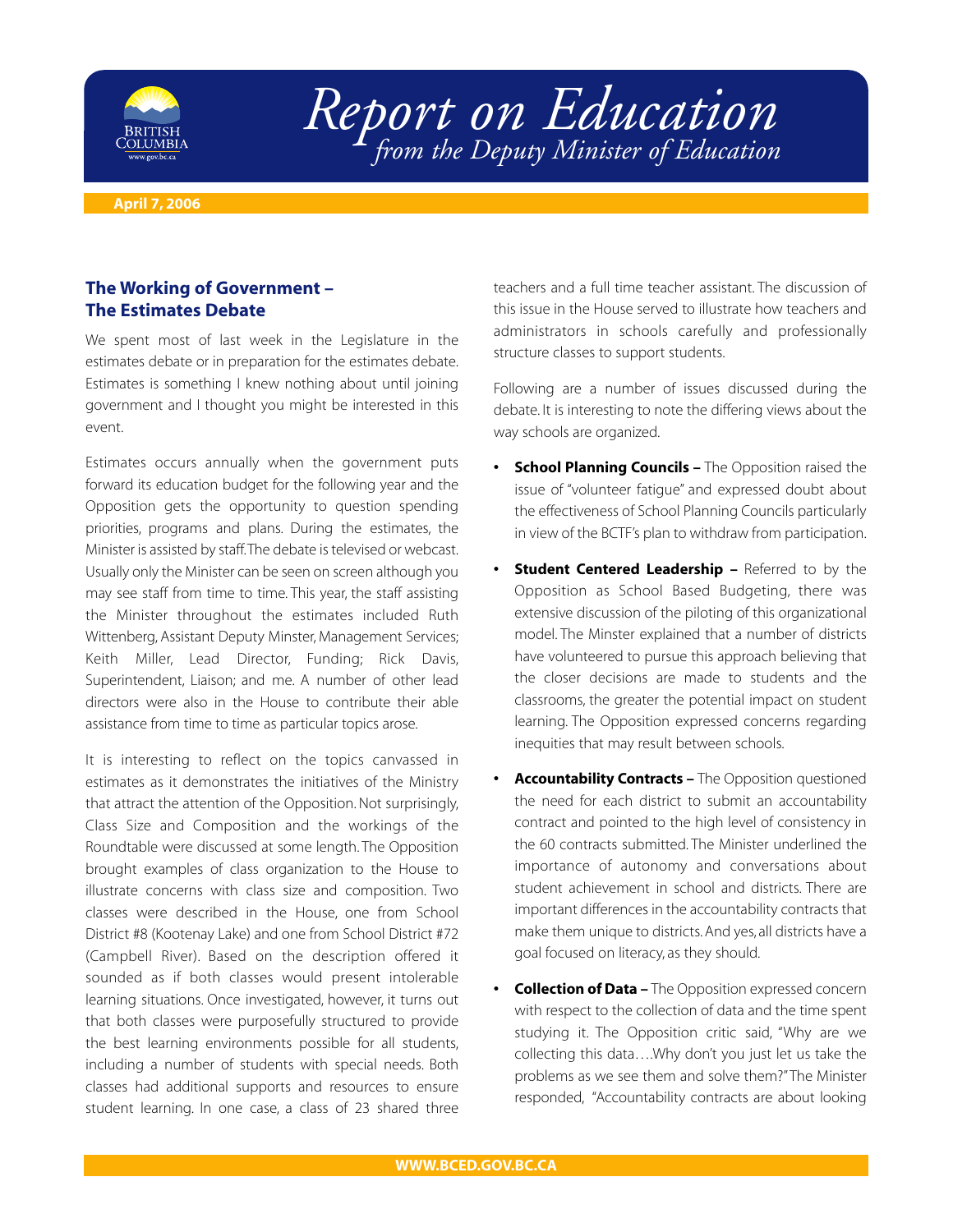# Report on Education
*from the Deputy Minister of Education*

April 7, 2006

## The Working of Government – The Estimates Debate

We spent most of last week in the Legislature in the estimates debate or in preparation for the estimates debate. Estimates is something I knew nothing about until joining government and I thought you might be interested in this event.

Estimates occurs annually when the government puts forward its education budget for the following year and the Opposition gets the opportunity to question spending priorities, programs and plans. During the estimates, the Minister is assisted by staff. The debate is televised or webcast. Usually only the Minister can be seen on screen although you may see staff from time to time. This year, the staff assisting the Minister throughout the estimates included Ruth Wittenberg, Assistant Deputy Minster, Management Services; Keith Miller, Lead Director, Funding; Rick Davis, Superintendent, Liaison; and me. A number of other lead directors were also in the House to contribute their able assistance from time to time as particular topics arose.

It is interesting to reflect on the topics canvassed in estimates as it demonstrates the initiatives of the Ministry that attract the attention of the Opposition. Not surprisingly, Class Size and Composition and the workings of the Roundtable were discussed at some length. The Opposition brought examples of class organization to the House to illustrate concerns with class size and composition. Two classes were described in the House, one from School District #8 (Kootenay Lake) and one from School District #72 (Campbell River). Based on the description offered it sounded as if both classes would present intolerable learning situations. Once investigated, however, it turns out that both classes were purposefully structured to provide the best learning environments possible for all students, including a number of students with special needs. Both classes had additional supports and resources to ensure student learning. In one case, a class of 23 shared three teachers and a full time teacher assistant. The discussion of this issue in the House served to illustrate how teachers and administrators in schools carefully and professionally structure classes to support students.

Following are a number of issues discussed during the debate. It is interesting to note the differing views about the way schools are organized.

- **School Planning Councils –** The Opposition raised the issue of "volunteer fatigue" and expressed doubt about the effectiveness of School Planning Councils particularly in view of the BCTF's plan to withdraw from participation.
- **Student Centered Leadership –** Referred to by the Opposition as School Based Budgeting, there was extensive discussion of the piloting of this organizational model. The Minster explained that a number of districts have volunteered to pursue this approach believing that the closer decisions are made to students and the classrooms, the greater the potential impact on student learning. The Opposition expressed concerns regarding inequities that may result between schools.
- **Accountability Contracts –** The Opposition questioned the need for each district to submit an accountability contract and pointed to the high level of consistency in the 60 contracts submitted. The Minister underlined the importance of autonomy and conversations about student achievement in school and districts. There are important differences in the accountability contracts that make them unique to districts. And yes, all districts have a goal focused on literacy, as they should.
- **Collection of Data –** The Opposition expressed concern with respect to the collection of data and the time spent studying it. The Opposition critic said, "Why are we collecting this data….Why don't you just let us take the problems as we see them and solve them?" The Minister responded, "Accountability contracts are about looking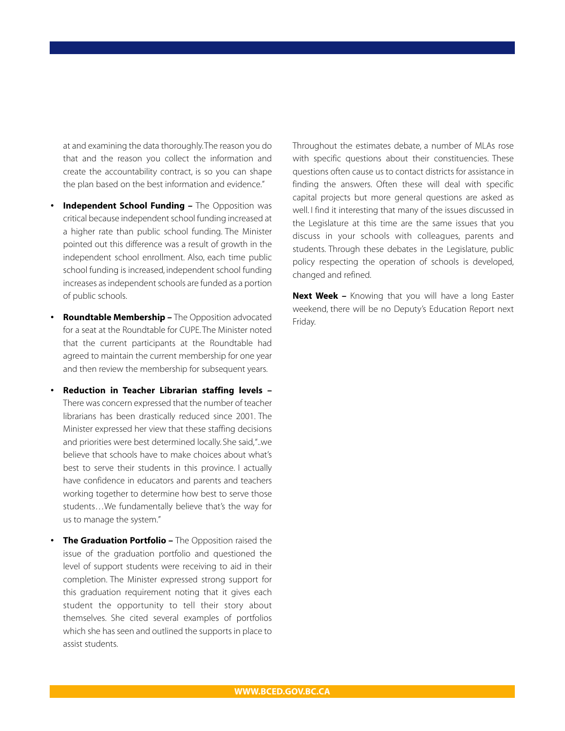at and examining the data thoroughly. The reason you do that and the reason you collect the information and create the accountability contract, is so you can shape the plan based on the best information and evidence."

- **Independent School Funding –** The Opposition was critical because independent school funding increased at a higher rate than public school funding. The Minister pointed out this difference was a result of growth in the independent school enrollment. Also, each time public school funding is increased, independent school funding increases as independent schools are funded as a portion of public schools.

- **Roundtable Membership –** The Opposition advocated for a seat at the Roundtable for CUPE. The Minister noted that the current participants at the Roundtable had agreed to maintain the current membership for one year and then review the membership for subsequent years.

- **Reduction in Teacher Librarian staffing levels –** There was concern expressed that the number of teacher librarians has been drastically reduced since 2001. The Minister expressed her view that these staffing decisions and priorities were best determined locally. She said, "..we believe that schools have to make choices about what's best to serve their students in this province. I actually have confidence in educators and parents and teachers working together to determine how best to serve those students…We fundamentally believe that's the way for us to manage the system."

- **The Graduation Portfolio –** The Opposition raised the issue of the graduation portfolio and questioned the level of support students were receiving to aid in their completion. The Minister expressed strong support for this graduation requirement noting that it gives each student the opportunity to tell their story about themselves. She cited several examples of portfolios which she has seen and outlined the supports in place to assist students.

Throughout the estimates debate, a number of MLAs rose with specific questions about their constituencies. These questions often cause us to contact districts for assistance in finding the answers. Often these will deal with specific capital projects but more general questions are asked as well. I find it interesting that many of the issues discussed in the Legislature at this time are the same issues that you discuss in your schools with colleagues, parents and students. Through these debates in the Legislature, public policy respecting the operation of schools is developed, changed and refined.

**Next Week –** Knowing that you will have a long Easter weekend, there will be no Deputy's Education Report next Friday.